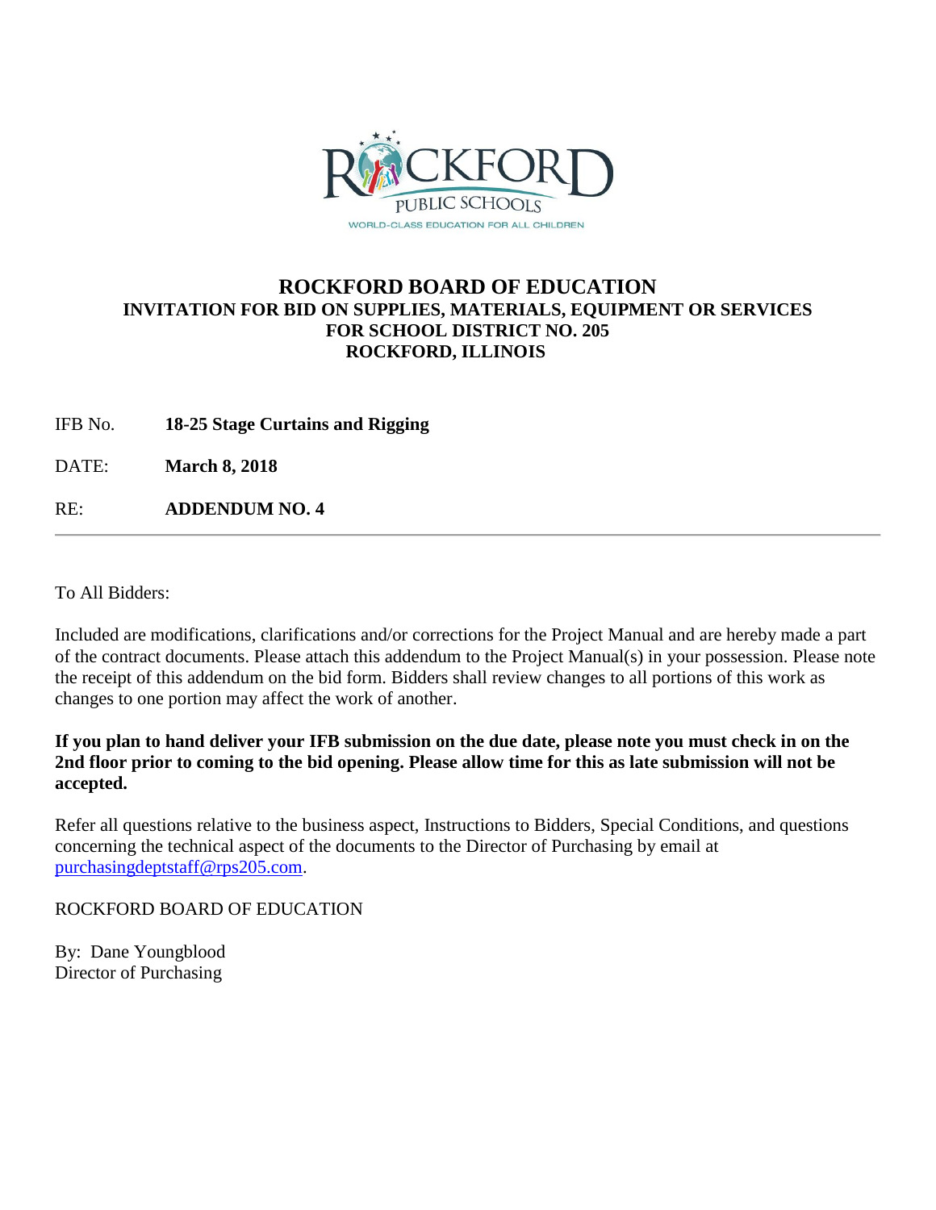# ROCKFORD BOARD OF EDUCATION

**INVITATION FOR BID ON SUPPLIES, MATERIALS, EQUIPMENT OR SERVICES**
**FOR SCHOOL DISTRICT NO. 205**
**ROCKFORD, ILLINOIS**

IFB No. **18-25 Stage Curtains and Rigging**

DATE: **March 8, 2018**

RE: **ADDENDUM NO. 4**

---

To All Bidders:

Included are modifications, clarifications and/or corrections for the Project Manual and are hereby made a part of the contract documents. Please attach this addendum to the Project Manual(s) in your possession. Please note the receipt of this addendum on the bid form. Bidders shall review changes to all portions of this work as changes to one portion may affect the work of another.

**If you plan to hand deliver your IFB submission on the due date, please note you must check in on the 2nd floor prior to coming to the bid opening. Please allow time for this as late submission will not be accepted.**

Refer all questions relative to the business aspect, Instructions to Bidders, Special Conditions, and questions concerning the technical aspect of the documents to the Director of Purchasing by email at purchasingdeptstaff@rps205.com.

ROCKFORD BOARD OF EDUCATION

By: Dane Youngblood
Director of Purchasing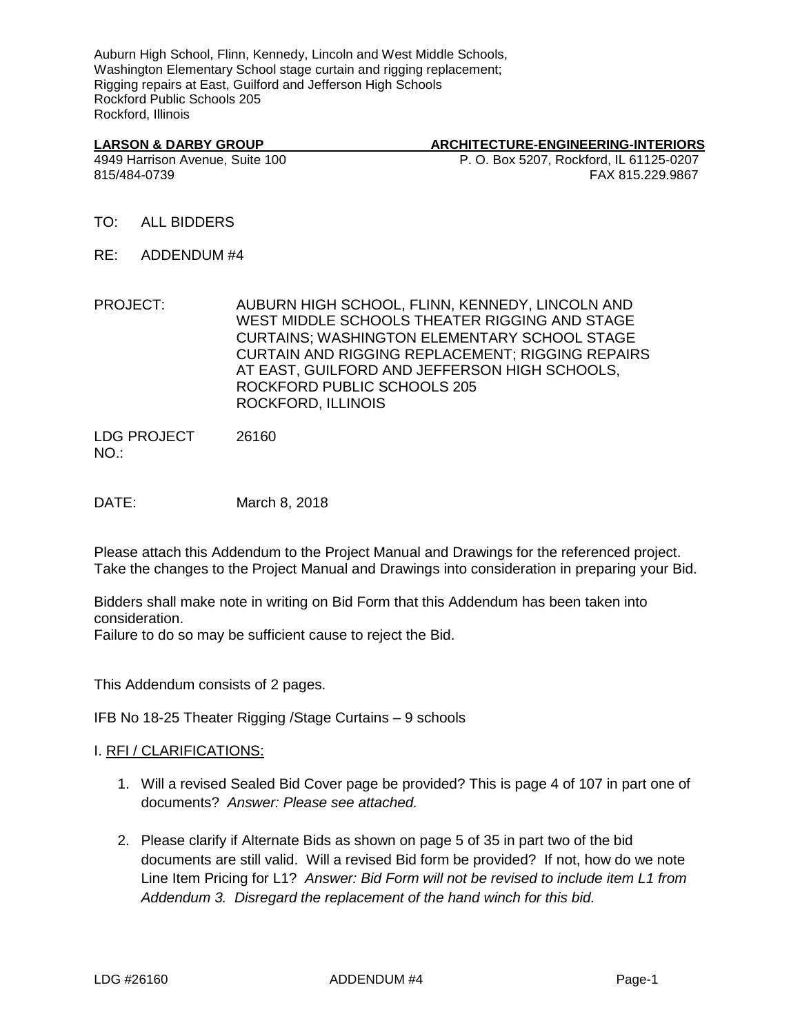Auburn High School, Flinn, Kennedy, Lincoln and West Middle Schools,
Washington Elementary School stage curtain and rigging replacement;
Rigging repairs at East, Guilford and Jefferson High Schools
Rockford Public Schools 205
Rockford, Illinois

**LARSON & DARBY GROUP** — **ARCHITECTURE-ENGINEERING-INTERIORS**
4949 Harrison Avenue, Suite 100 — P. O. Box 5207, Rockford, IL 61125-0207
815/484-0739 — FAX 815.229.9867

TO: ALL BIDDERS

RE: ADDENDUM #4

PROJECT: AUBURN HIGH SCHOOL, FLINN, KENNEDY, LINCOLN AND WEST MIDDLE SCHOOLS THEATER RIGGING AND STAGE CURTAINS; WASHINGTON ELEMENTARY SCHOOL STAGE CURTAIN AND RIGGING REPLACEMENT; RIGGING REPAIRS AT EAST, GUILFORD AND JEFFERSON HIGH SCHOOLS, ROCKFORD PUBLIC SCHOOLS 205 ROCKFORD, ILLINOIS

LDG PROJECT NO.: 26160

DATE: March 8, 2018

Please attach this Addendum to the Project Manual and Drawings for the referenced project. Take the changes to the Project Manual and Drawings into consideration in preparing your Bid.

Bidders shall make note in writing on Bid Form that this Addendum has been taken into consideration.
Failure to do so may be sufficient cause to reject the Bid.

This Addendum consists of 2 pages.

IFB No 18-25 Theater Rigging /Stage Curtains – 9 schools

I. <u>RFI / CLARIFICATIONS:</u>

1. Will a revised Sealed Bid Cover page be provided? This is page 4 of 107 in part one of documents? *Answer: Please see attached.*

2. Please clarify if Alternate Bids as shown on page 5 of 35 in part two of the bid documents are still valid. Will a revised Bid form be provided? If not, how do we note Line Item Pricing for L1? *Answer: Bid Form will not be revised to include item L1 from Addendum 3. Disregard the replacement of the hand winch for this bid.*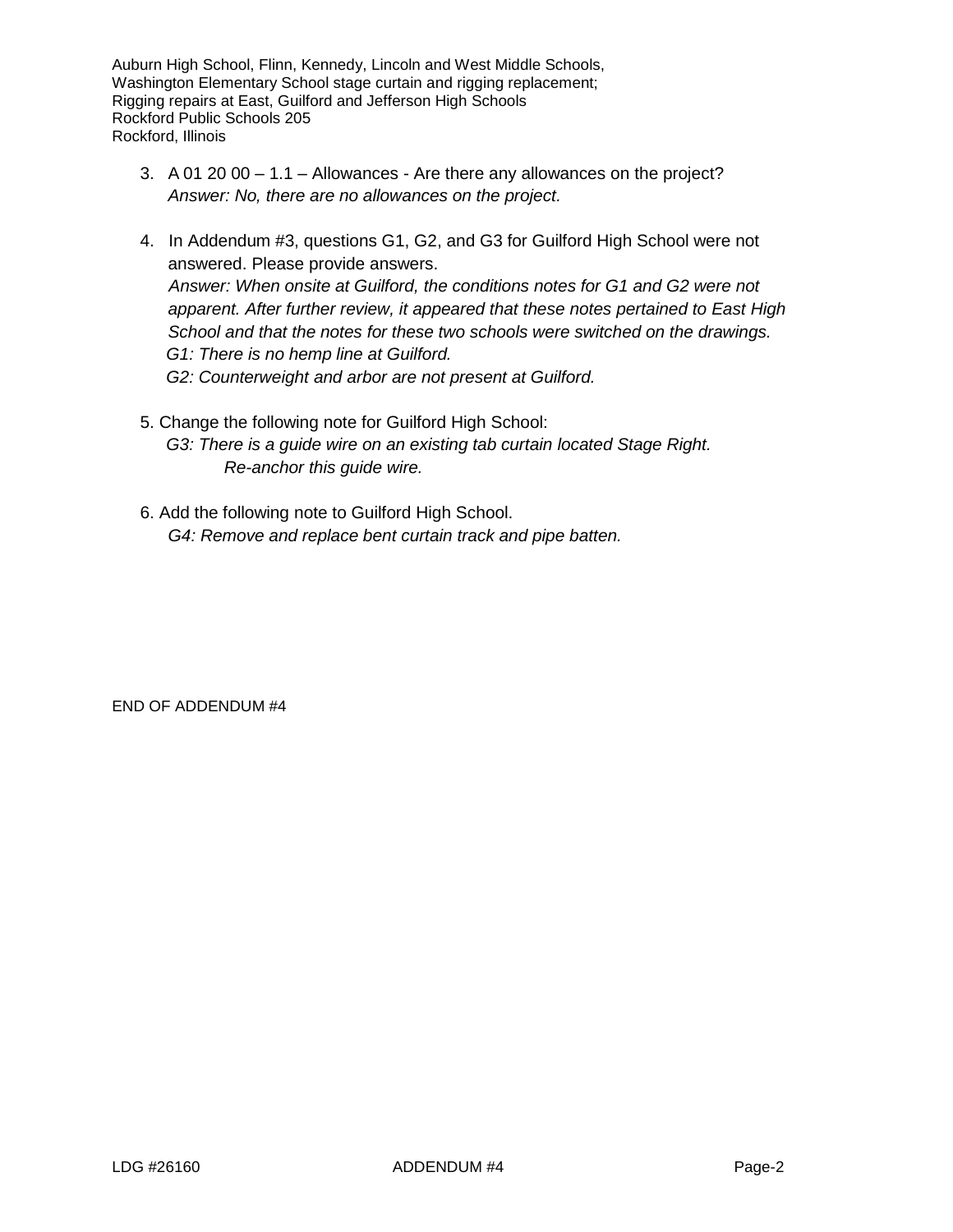3. A 01 20 00 – 1.1 – Allowances - Are there any allowances on the project?
   *Answer: No, there are no allowances on the project.*

4. In Addendum #3, questions G1, G2, and G3 for Guilford High School were not answered. Please provide answers.
   *Answer: When onsite at Guilford, the conditions notes for G1 and G2 were not apparent. After further review, it appeared that these notes pertained to East High School and that the notes for these two schools were switched on the drawings.*
   *G1: There is no hemp line at Guilford.*
   *G2: Counterweight and arbor are not present at Guilford.*

5. Change the following note for Guilford High School:
   *G3: There is a guide wire on an existing tab curtain located Stage Right. Re-anchor this guide wire.*

6. Add the following note to Guilford High School.
   *G4: Remove and replace bent curtain track and pipe batten.*

END OF ADDENDUM #4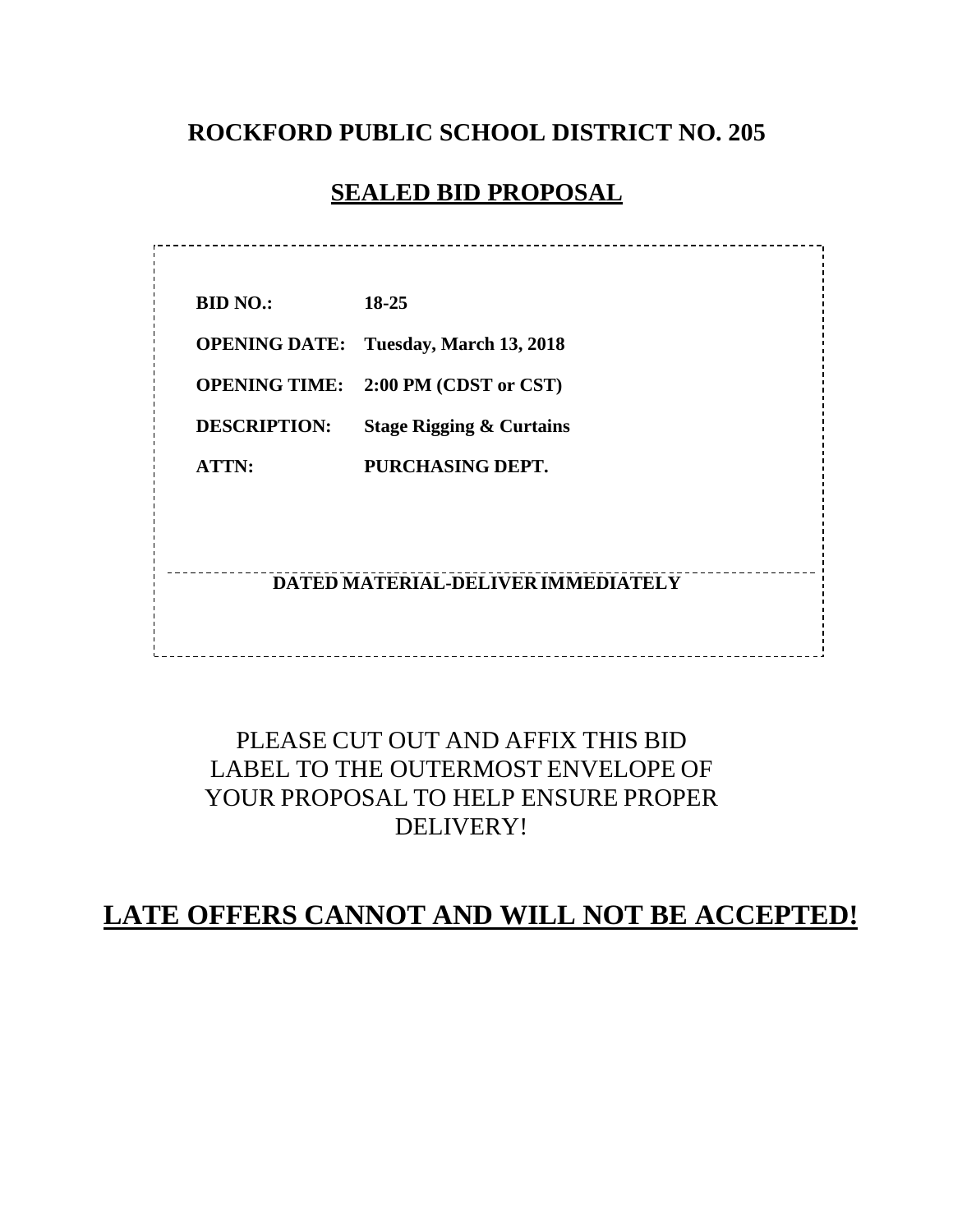# ROCKFORD PUBLIC SCHOOL DISTRICT NO. 205

## SEALED BID PROPOSAL

| | |
|---|---|
| **BID NO.:** | **18-25** |
| **OPENING DATE:** | **Tuesday, March 13, 2018** |
| **OPENING TIME:** | **2:00 PM (CDST or CST)** |
| **DESCRIPTION:** | **Stage Rigging & Curtains** |
| **ATTN:** | **PURCHASING DEPT.** |

**DATED MATERIAL-DELIVER IMMEDIATELY**

PLEASE CUT OUT AND AFFIX THIS BID LABEL TO THE OUTERMOST ENVELOPE OF YOUR PROPOSAL TO HELP ENSURE PROPER DELIVERY!

## LATE OFFERS CANNOT AND WILL NOT BE ACCEPTED!